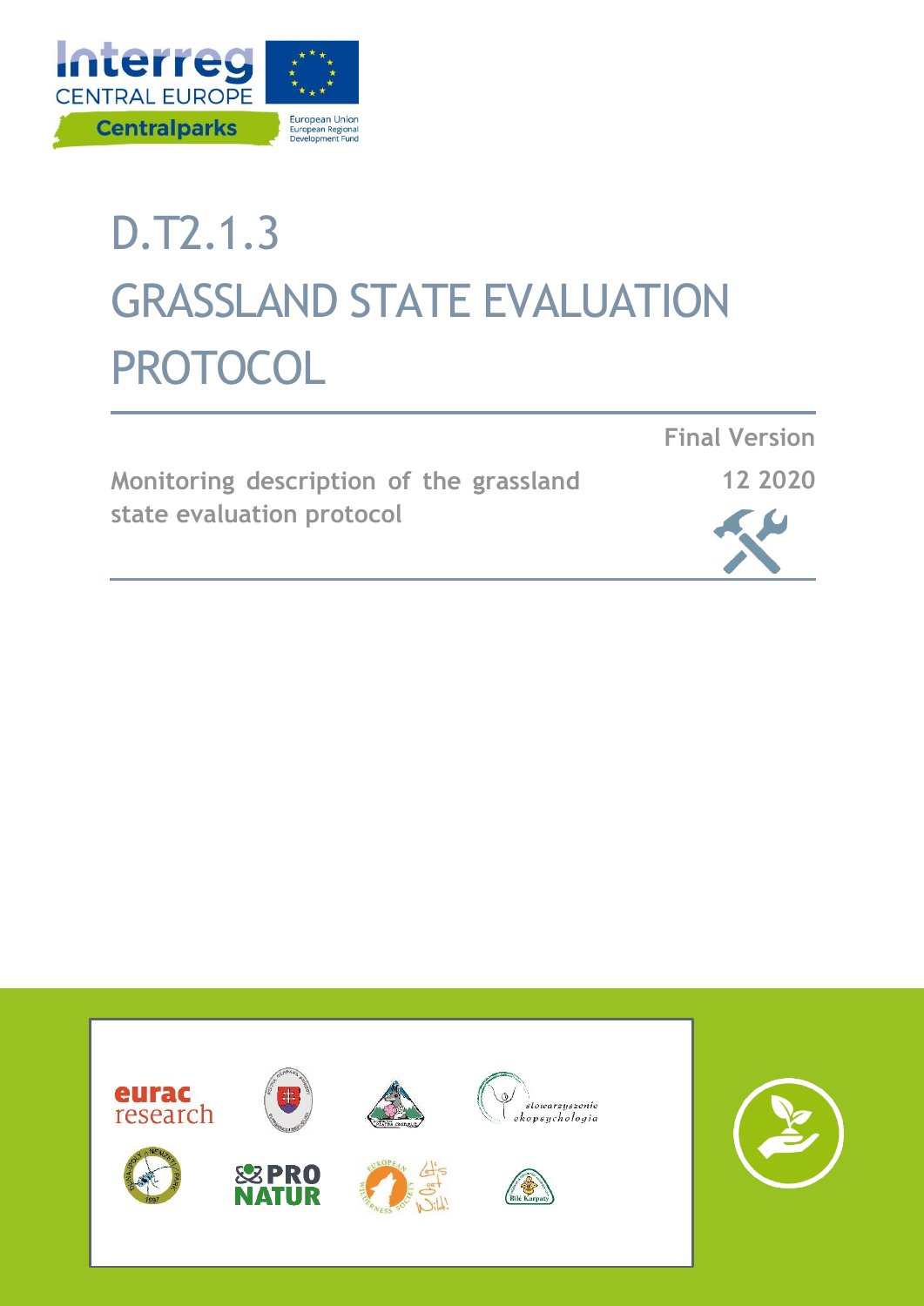Interreg CENTRAL EUROPE

Centralparks

European Union
European Regional Development Fund

# D.T2.1.3
# GRASSLAND STATE EVALUATION PROTOCOL

**Final Version**

**Monitoring description of the grassland state evaluation protocol**

**12 2020**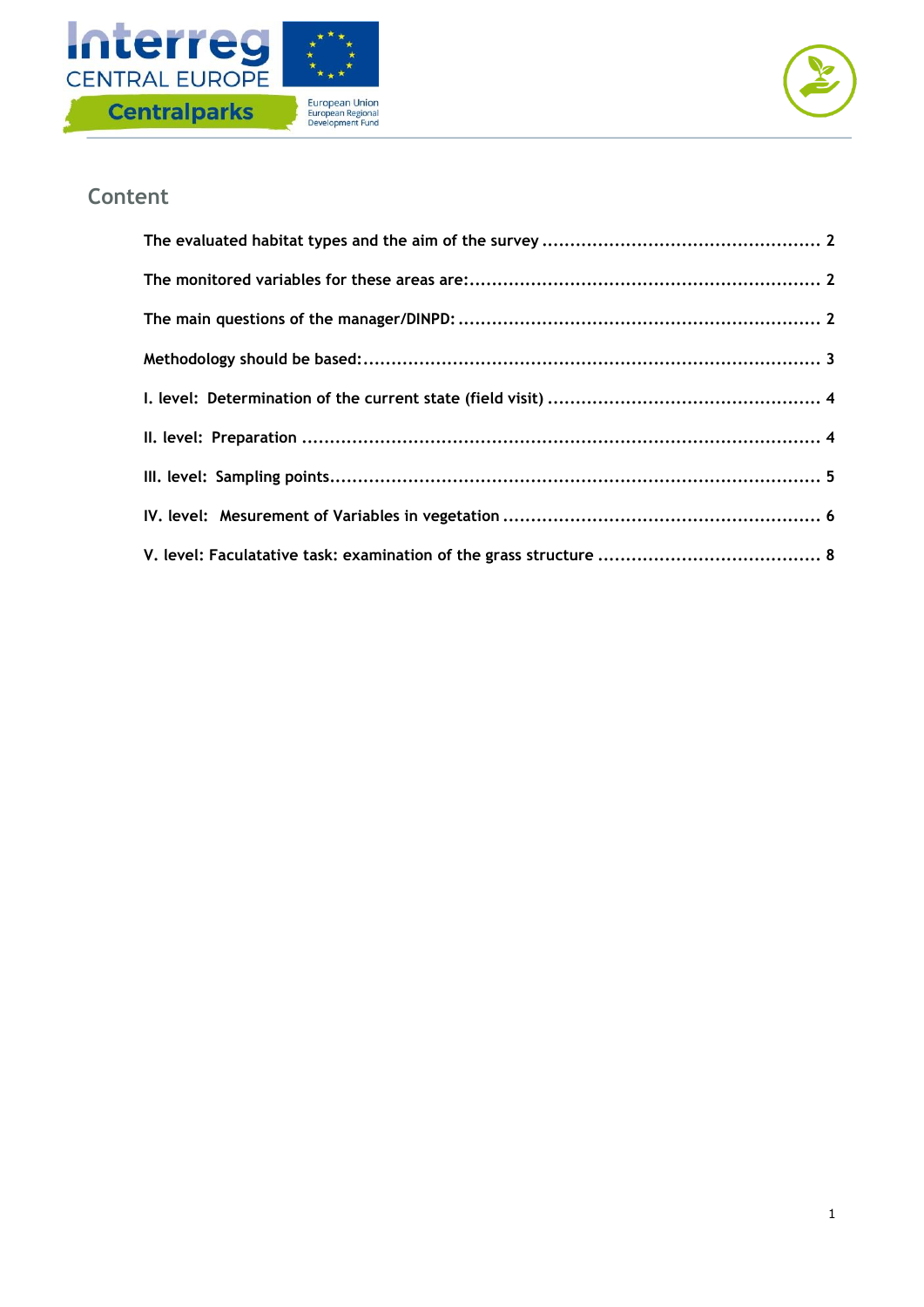## Content

- **The evaluated habitat types and the aim of the survey** ........ 2
- **The monitored variables for these areas are:** ........ 2
- **The main questions of the manager/DINPD:** ........ 2
- **Methodology should be based:** ........ 3
- **I. level: Determination of the current state (field visit)** ........ 4
- **II. level: Preparation** ........ 4
- **III. level: Sampling points** ........ 5
- **IV. level: Mesurement of Variables in vegetation** ........ 6
- **V. level: Faculatative task: examination of the grass structure** ........ 8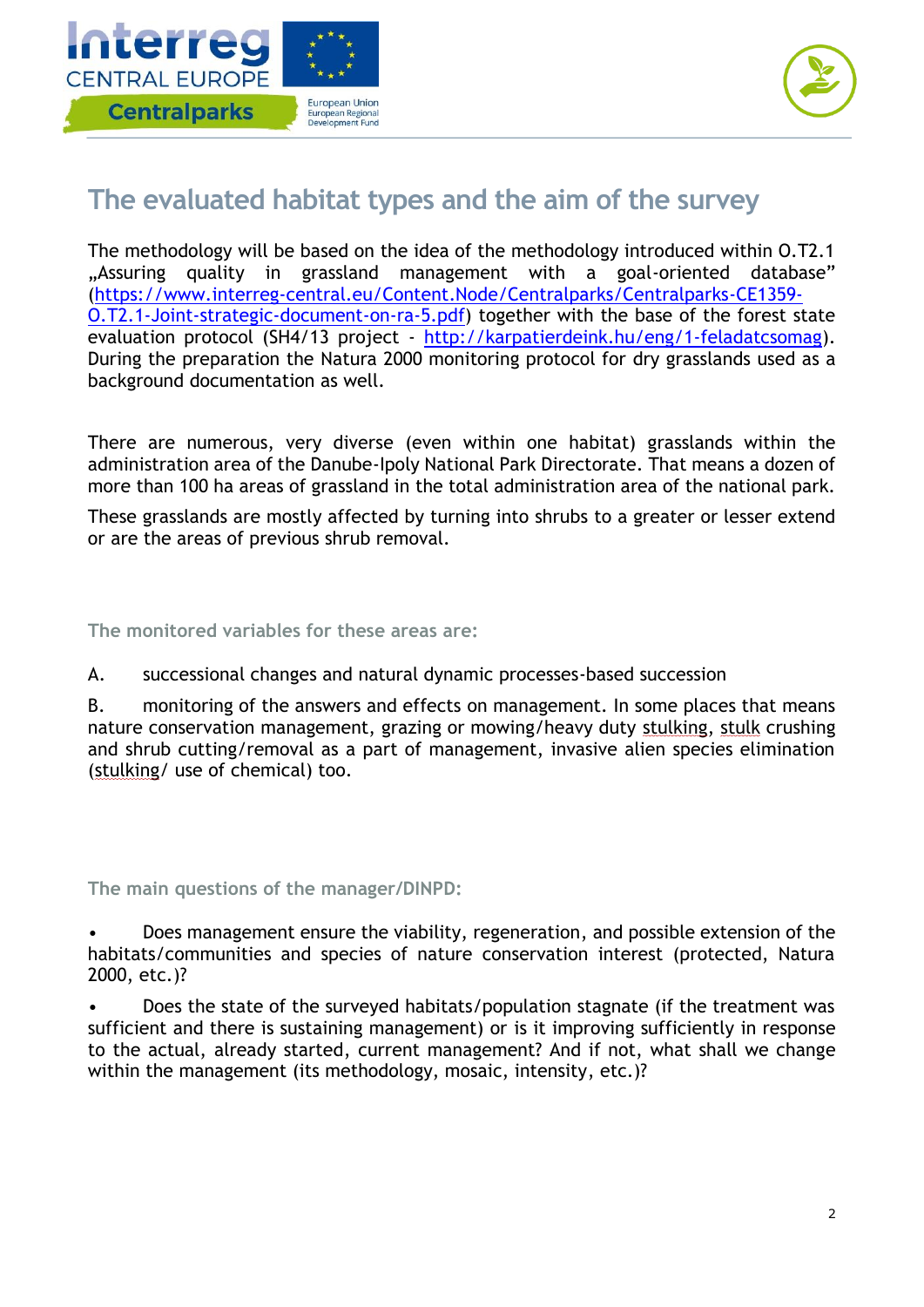## The evaluated habitat types and the aim of the survey

The methodology will be based on the idea of the methodology introduced within O.T2.1 „Assuring quality in grassland management with a goal-oriented database" (https://www.interreg-central.eu/Content.Node/Centralparks/Centralparks-CE1359-O.T2.1-Joint-strategic-document-on-ra-5.pdf) together with the base of the forest state evaluation protocol (SH4/13 project - http://karpatierdeink.hu/eng/1-feladatcsomag). During the preparation the Natura 2000 monitoring protocol for dry grasslands used as a background documentation as well.

There are numerous, very diverse (even within one habitat) grasslands within the administration area of the Danube-Ipoly National Park Directorate. That means a dozen of more than 100 ha areas of grassland in the total administration area of the national park.

These grasslands are mostly affected by turning into shrubs to a greater or lesser extend or are the areas of previous shrub removal.

### The monitored variables for these areas are:

A. successional changes and natural dynamic processes-based succession

B. monitoring of the answers and effects on management. In some places that means nature conservation management, grazing or mowing/heavy duty stulking, stulk crushing and shrub cutting/removal as a part of management, invasive alien species elimination (stulking/ use of chemical) too.

### The main questions of the manager/DINPD:

- Does management ensure the viability, regeneration, and possible extension of the habitats/communities and species of nature conservation interest (protected, Natura 2000, etc.)?
- Does the state of the surveyed habitats/population stagnate (if the treatment was sufficient and there is sustaining management) or is it improving sufficiently in response to the actual, already started, current management? And if not, what shall we change within the management (its methodology, mosaic, intensity, etc.)?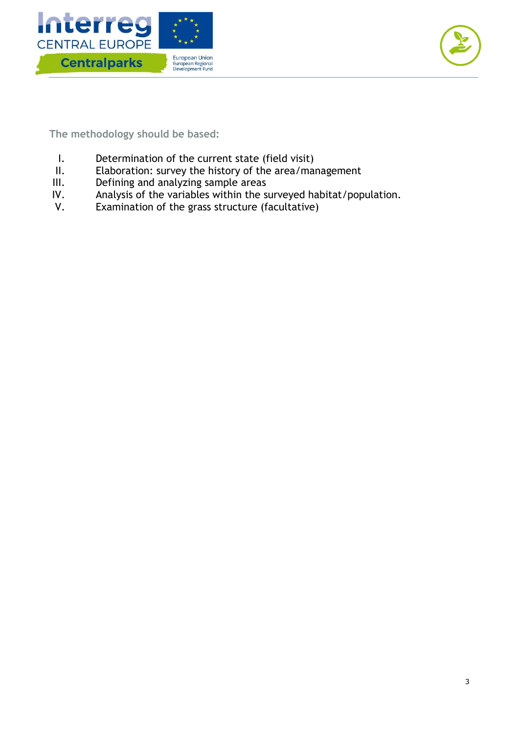**The methodology should be based:**

I. Determination of the current state (field visit)
II. Elaboration: survey the history of the area/management
III. Defining and analyzing sample areas
IV. Analysis of the variables within the surveyed habitat/population.
V. Examination of the grass structure (facultative)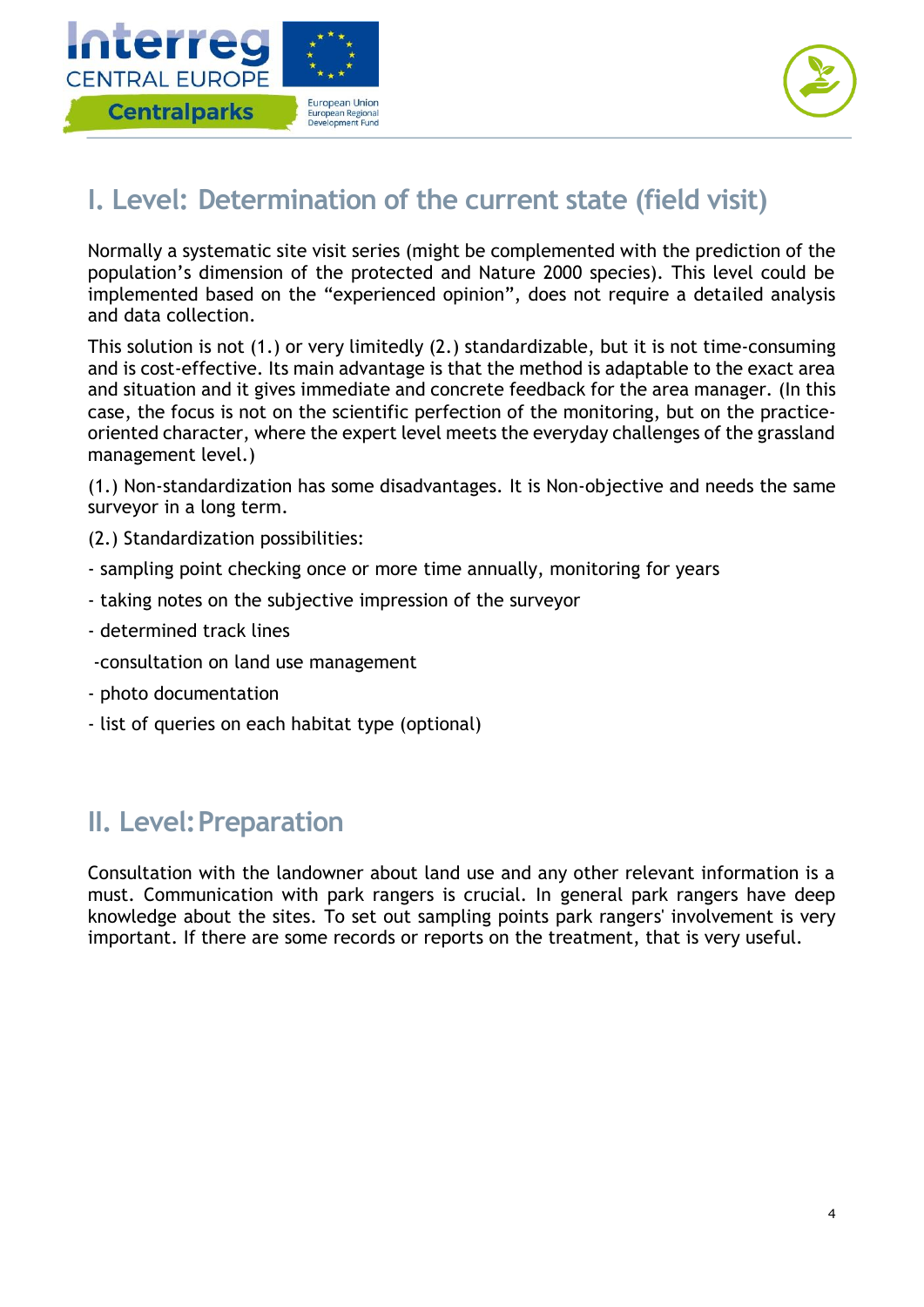## I. Level: Determination of the current state (field visit)

Normally a systematic site visit series (might be complemented with the prediction of the population's dimension of the protected and Nature 2000 species). This level could be implemented based on the "experienced opinion", does not require a detailed analysis and data collection.

This solution is not (1.) or very limitedly (2.) standardizable, but it is not time-consuming and is cost-effective. Its main advantage is that the method is adaptable to the exact area and situation and it gives immediate and concrete feedback for the area manager. (In this case, the focus is not on the scientific perfection of the monitoring, but on the practice-oriented character, where the expert level meets the everyday challenges of the grassland management level.)

(1.) Non-standardization has some disadvantages. It is Non-objective and needs the same surveyor in a long term.

(2.) Standardization possibilities:

- sampling point checking once or more time annually, monitoring for years
- taking notes on the subjective impression of the surveyor
- determined track lines
- consultation on land use management
- photo documentation
- list of queries on each habitat type (optional)

## II. Level: Preparation

Consultation with the landowner about land use and any other relevant information is a must. Communication with park rangers is crucial. In general park rangers have deep knowledge about the sites. To set out sampling points park rangers' involvement is very important. If there are some records or reports on the treatment, that is very useful.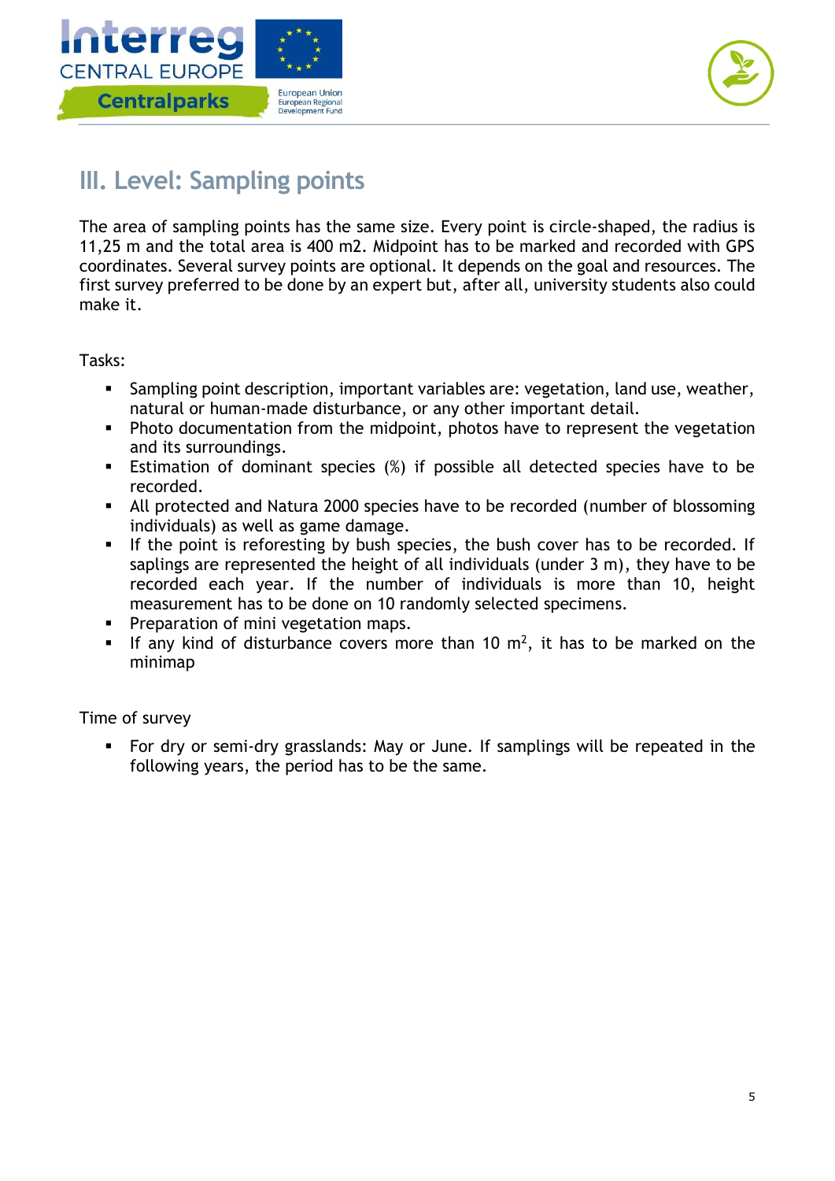## III. Level: Sampling points

The area of sampling points has the same size. Every point is circle-shaped, the radius is 11,25 m and the total area is 400 m2. Midpoint has to be marked and recorded with GPS coordinates. Several survey points are optional. It depends on the goal and resources. The first survey preferred to be done by an expert but, after all, university students also could make it.

Tasks:

- Sampling point description, important variables are: vegetation, land use, weather, natural or human-made disturbance, or any other important detail.
- Photo documentation from the midpoint, photos have to represent the vegetation and its surroundings.
- Estimation of dominant species (%) if possible all detected species have to be recorded.
- All protected and Natura 2000 species have to be recorded (number of blossoming individuals) as well as game damage.
- If the point is reforesting by bush species, the bush cover has to be recorded. If saplings are represented the height of all individuals (under 3 m), they have to be recorded each year. If the number of individuals is more than 10, height measurement has to be done on 10 randomly selected specimens.
- Preparation of mini vegetation maps.
- If any kind of disturbance covers more than 10 $m^2$, it has to be marked on the minimap

Time of survey

- For dry or semi-dry grasslands: May or June. If samplings will be repeated in the following years, the period has to be the same.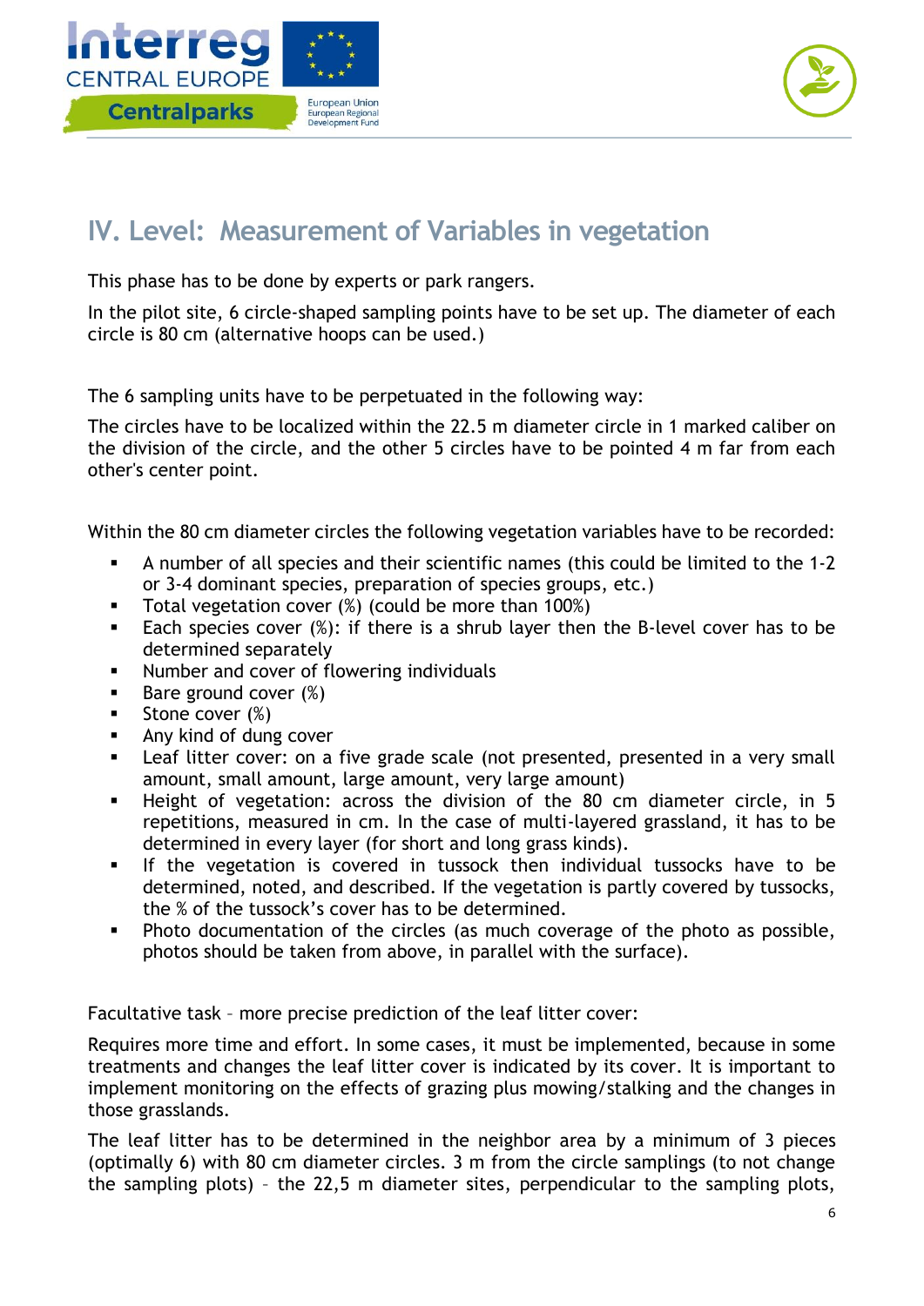## IV. Level: Measurement of Variables in vegetation

This phase has to be done by experts or park rangers.

In the pilot site, 6 circle-shaped sampling points have to be set up. The diameter of each circle is 80 cm (alternative hoops can be used.)

The 6 sampling units have to be perpetuated in the following way:

The circles have to be localized within the 22.5 m diameter circle in 1 marked caliber on the division of the circle, and the other 5 circles have to be pointed 4 m far from each other's center point.

Within the 80 cm diameter circles the following vegetation variables have to be recorded:

- A number of all species and their scientific names (this could be limited to the 1-2 or 3-4 dominant species, preparation of species groups, etc.)
- Total vegetation cover (%) (could be more than 100%)
- Each species cover (%): if there is a shrub layer then the B-level cover has to be determined separately
- Number and cover of flowering individuals
- Bare ground cover (%)
- Stone cover (%)
- Any kind of dung cover
- Leaf litter cover: on a five grade scale (not presented, presented in a very small amount, small amount, large amount, very large amount)
- Height of vegetation: across the division of the 80 cm diameter circle, in 5 repetitions, measured in cm. In the case of multi-layered grassland, it has to be determined in every layer (for short and long grass kinds).
- If the vegetation is covered in tussock then individual tussocks have to be determined, noted, and described. If the vegetation is partly covered by tussocks, the % of the tussock's cover has to be determined.
- Photo documentation of the circles (as much coverage of the photo as possible, photos should be taken from above, in parallel with the surface).

Facultative task – more precise prediction of the leaf litter cover:

Requires more time and effort. In some cases, it must be implemented, because in some treatments and changes the leaf litter cover is indicated by its cover. It is important to implement monitoring on the effects of grazing plus mowing/stalking and the changes in those grasslands.

The leaf litter has to be determined in the neighbor area by a minimum of 3 pieces (optimally 6) with 80 cm diameter circles. 3 m from the circle samplings (to not change the sampling plots) – the 22,5 m diameter sites, perpendicular to the sampling plots,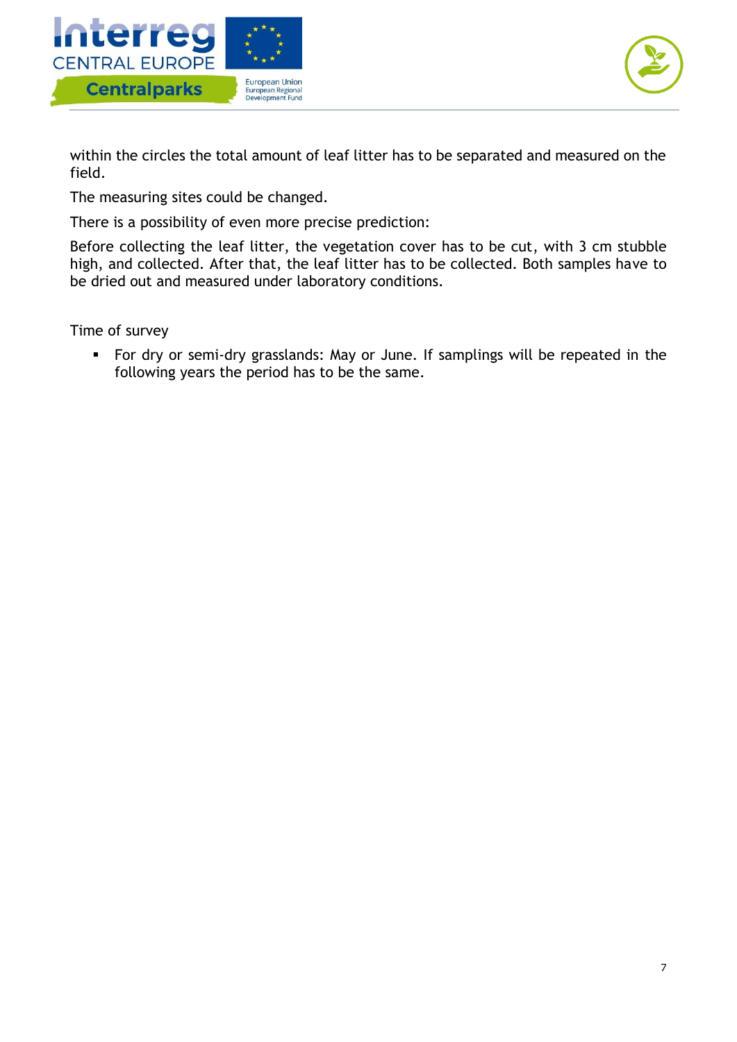within the circles the total amount of leaf litter has to be separated and measured on the field.

The measuring sites could be changed.

There is a possibility of even more precise prediction:

Before collecting the leaf litter, the vegetation cover has to be cut, with 3 cm stubble high, and collected. After that, the leaf litter has to be collected. Both samples have to be dried out and measured under laboratory conditions.

Time of survey

- For dry or semi-dry grasslands: May or June. If samplings will be repeated in the following years the period has to be the same.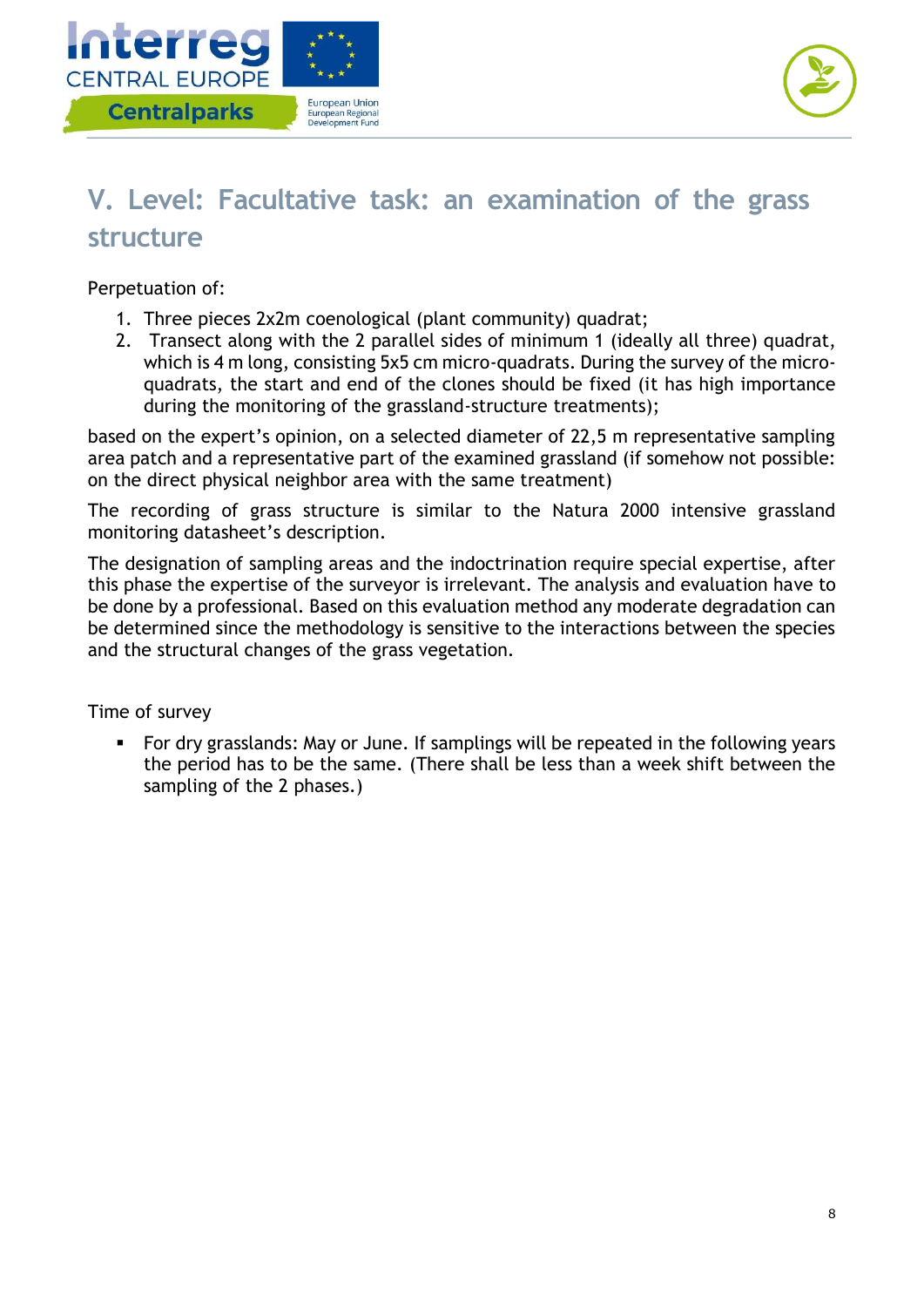## V. Level: Facultative task: an examination of the grass structure

Perpetuation of:

1. Three pieces 2x2m coenological (plant community) quadrat;
2. Transect along with the 2 parallel sides of minimum 1 (ideally all three) quadrat, which is 4 m long, consisting 5x5 cm micro-quadrats. During the survey of the micro-quadrats, the start and end of the clones should be fixed (it has high importance during the monitoring of the grassland-structure treatments);

based on the expert's opinion, on a selected diameter of 22,5 m representative sampling area patch and a representative part of the examined grassland (if somehow not possible: on the direct physical neighbor area with the same treatment)

The recording of grass structure is similar to the Natura 2000 intensive grassland monitoring datasheet's description.

The designation of sampling areas and the indoctrination require special expertise, after this phase the expertise of the surveyor is irrelevant. The analysis and evaluation have to be done by a professional. Based on this evaluation method any moderate degradation can be determined since the methodology is sensitive to the interactions between the species and the structural changes of the grass vegetation.

Time of survey

- For dry grasslands: May or June. If samplings will be repeated in the following years the period has to be the same. (There shall be less than a week shift between the sampling of the 2 phases.)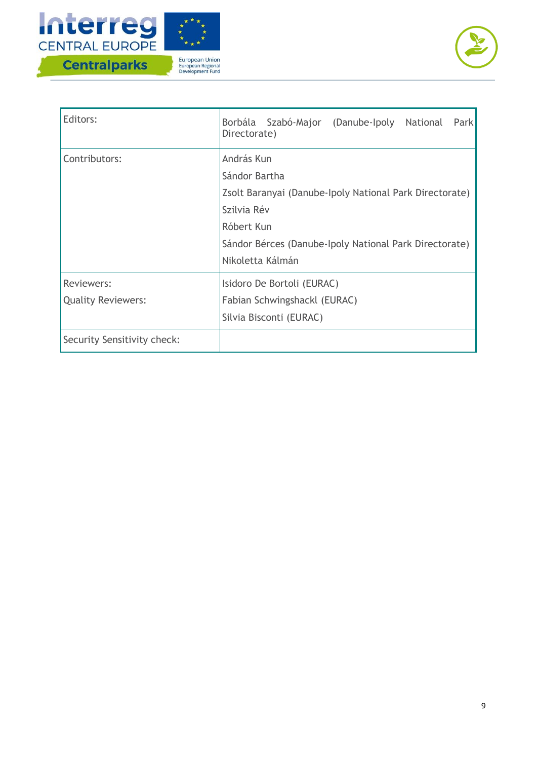| | |
|---|---|
| Editors: | Borbála Szabó-Major (Danube-Ipoly National Park Directorate) |
| Contributors: | András Kun<br>Sándor Bartha<br>Zsolt Baranyai (Danube-Ipoly National Park Directorate)<br>Szilvia Rév<br>Róbert Kun<br>Sándor Bérces (Danube-Ipoly National Park Directorate)<br>Nikoletta Kálmán |
| Reviewers:<br>Quality Reviewers: | Isidoro De Bortoli (EURAC)<br>Fabian Schwingshackl (EURAC)<br>Silvia Bisconti (EURAC) |
| Security Sensitivity check: | |